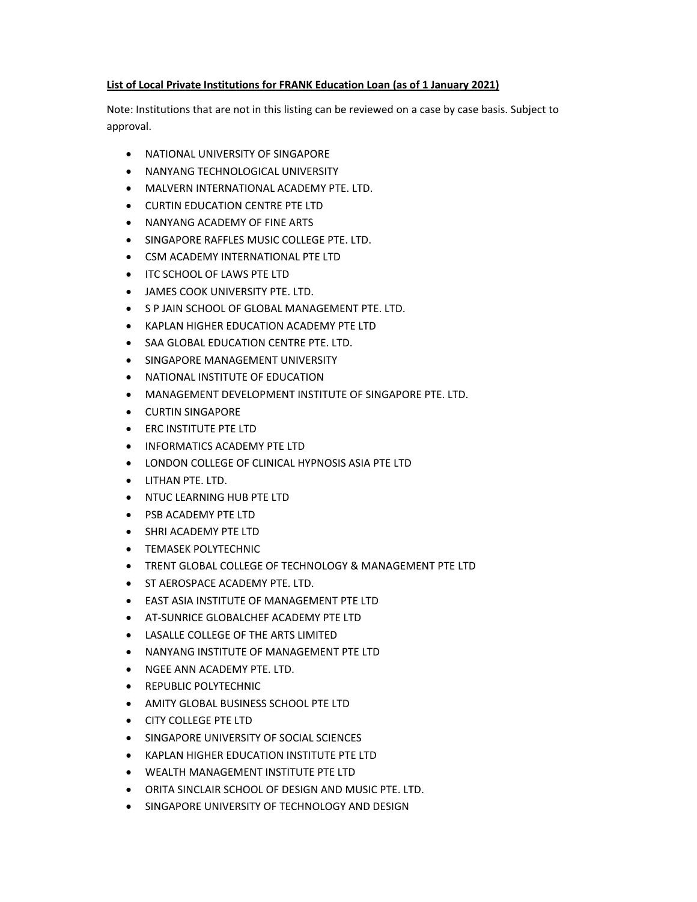**<u>List of Local Private Institutions for FRANK Education Loan (as of 1 January 2021)</u>**

Note: Institutions that are not in this listing can be reviewed on a case by case basis. Subject to approval.

- NATIONAL UNIVERSITY OF SINGAPORE
- NANYANG TECHNOLOGICAL UNIVERSITY
- MALVERN INTERNATIONAL ACADEMY PTE. LTD.
- CURTIN EDUCATION CENTRE PTE LTD
- NANYANG ACADEMY OF FINE ARTS
- SINGAPORE RAFFLES MUSIC COLLEGE PTE. LTD.
- CSM ACADEMY INTERNATIONAL PTE LTD
- ITC SCHOOL OF LAWS PTE LTD
- JAMES COOK UNIVERSITY PTE. LTD.
- S P JAIN SCHOOL OF GLOBAL MANAGEMENT PTE. LTD.
- KAPLAN HIGHER EDUCATION ACADEMY PTE LTD
- SAA GLOBAL EDUCATION CENTRE PTE. LTD.
- SINGAPORE MANAGEMENT UNIVERSITY
- NATIONAL INSTITUTE OF EDUCATION
- MANAGEMENT DEVELOPMENT INSTITUTE OF SINGAPORE PTE. LTD.
- CURTIN SINGAPORE
- ERC INSTITUTE PTE LTD
- INFORMATICS ACADEMY PTE LTD
- LONDON COLLEGE OF CLINICAL HYPNOSIS ASIA PTE LTD
- LITHAN PTE. LTD.
- NTUC LEARNING HUB PTE LTD
- PSB ACADEMY PTE LTD
- SHRI ACADEMY PTE LTD
- TEMASEK POLYTECHNIC
- TRENT GLOBAL COLLEGE OF TECHNOLOGY & MANAGEMENT PTE LTD
- ST AEROSPACE ACADEMY PTE. LTD.
- EAST ASIA INSTITUTE OF MANAGEMENT PTE LTD
- AT-SUNRICE GLOBALCHEF ACADEMY PTE LTD
- LASALLE COLLEGE OF THE ARTS LIMITED
- NANYANG INSTITUTE OF MANAGEMENT PTE LTD
- NGEE ANN ACADEMY PTE. LTD.
- REPUBLIC POLYTECHNIC
- AMITY GLOBAL BUSINESS SCHOOL PTE LTD
- CITY COLLEGE PTE LTD
- SINGAPORE UNIVERSITY OF SOCIAL SCIENCES
- KAPLAN HIGHER EDUCATION INSTITUTE PTE LTD
- WEALTH MANAGEMENT INSTITUTE PTE LTD
- ORITA SINCLAIR SCHOOL OF DESIGN AND MUSIC PTE. LTD.
- SINGAPORE UNIVERSITY OF TECHNOLOGY AND DESIGN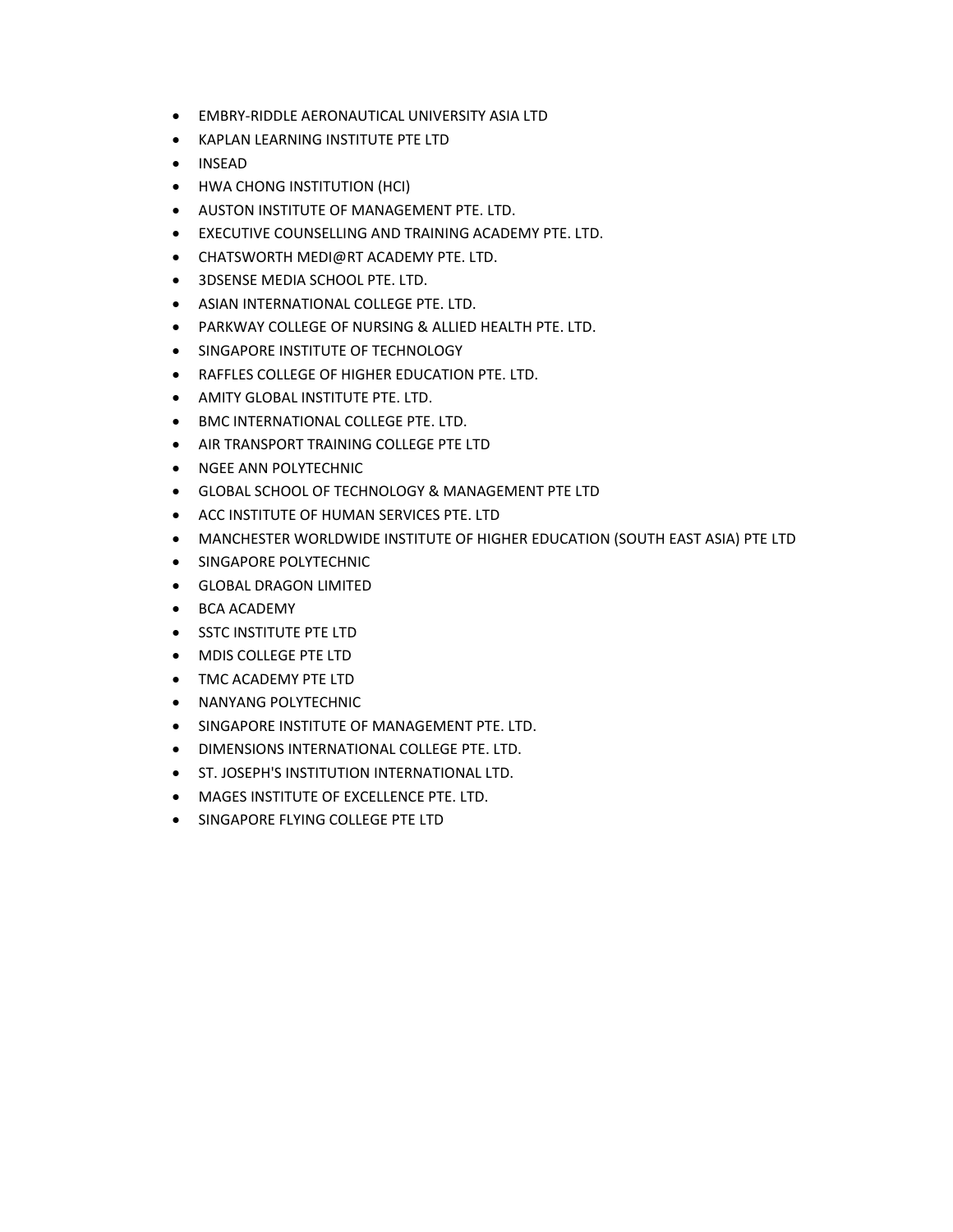- EMBRY-RIDDLE AERONAUTICAL UNIVERSITY ASIA LTD
- KAPLAN LEARNING INSTITUTE PTE LTD
- INSEAD
- HWA CHONG INSTITUTION (HCI)
- AUSTON INSTITUTE OF MANAGEMENT PTE. LTD.
- EXECUTIVE COUNSELLING AND TRAINING ACADEMY PTE. LTD.
- CHATSWORTH MEDI@RT ACADEMY PTE. LTD.
- 3DSENSE MEDIA SCHOOL PTE. LTD.
- ASIAN INTERNATIONAL COLLEGE PTE. LTD.
- PARKWAY COLLEGE OF NURSING & ALLIED HEALTH PTE. LTD.
- SINGAPORE INSTITUTE OF TECHNOLOGY
- RAFFLES COLLEGE OF HIGHER EDUCATION PTE. LTD.
- AMITY GLOBAL INSTITUTE PTE. LTD.
- BMC INTERNATIONAL COLLEGE PTE. LTD.
- AIR TRANSPORT TRAINING COLLEGE PTE LTD
- NGEE ANN POLYTECHNIC
- GLOBAL SCHOOL OF TECHNOLOGY & MANAGEMENT PTE LTD
- ACC INSTITUTE OF HUMAN SERVICES PTE. LTD
- MANCHESTER WORLDWIDE INSTITUTE OF HIGHER EDUCATION (SOUTH EAST ASIA) PTE LTD
- SINGAPORE POLYTECHNIC
- GLOBAL DRAGON LIMITED
- BCA ACADEMY
- SSTC INSTITUTE PTE LTD
- MDIS COLLEGE PTE LTD
- TMC ACADEMY PTE LTD
- NANYANG POLYTECHNIC
- SINGAPORE INSTITUTE OF MANAGEMENT PTE. LTD.
- DIMENSIONS INTERNATIONAL COLLEGE PTE. LTD.
- ST. JOSEPH'S INSTITUTION INTERNATIONAL LTD.
- MAGES INSTITUTE OF EXCELLENCE PTE. LTD.
- SINGAPORE FLYING COLLEGE PTE LTD